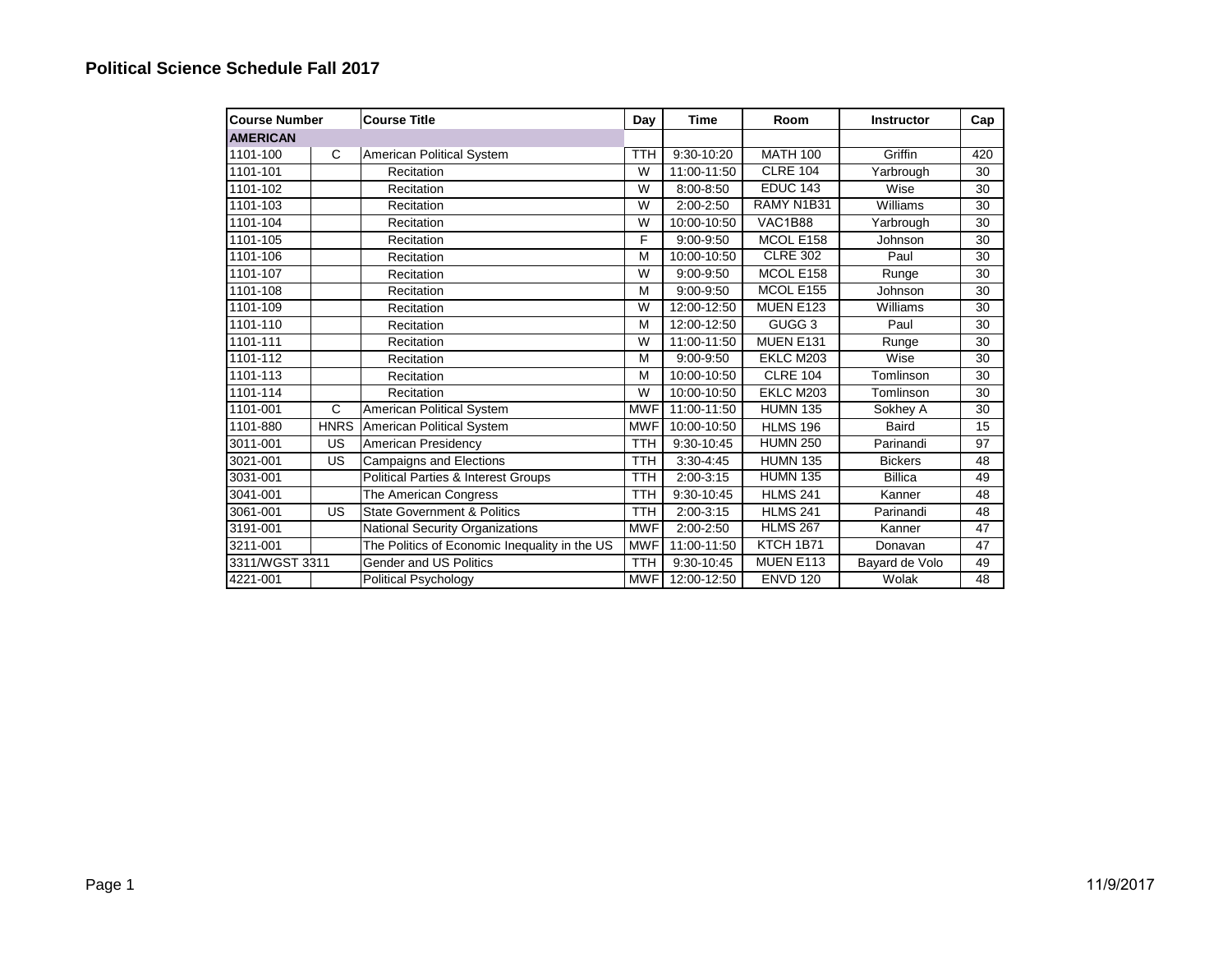# Political Science Schedule Fall 2017

| Course Number | | Course Title | Day | Time | Room | Instructor | Cap |
|---|---|---|---|---|---|---|---|
| **AMERICAN** | | | | | | | |
| 1101-100 | C | American Political System | TTH | 9:30-10:20 | MATH 100 | Griffin | 420 |
| 1101-101 | | Recitation | W | 11:00-11:50 | CLRE 104 | Yarbrough | 30 |
| 1101-102 | | Recitation | W | 8:00-8:50 | EDUC 143 | Wise | 30 |
| 1101-103 | | Recitation | W | 2:00-2:50 | RAMY N1B31 | Williams | 30 |
| 1101-104 | | Recitation | W | 10:00-10:50 | VAC1B88 | Yarbrough | 30 |
| 1101-105 | | Recitation | F | 9:00-9:50 | MCOL E158 | Johnson | 30 |
| 1101-106 | | Recitation | M | 10:00-10:50 | CLRE 302 | Paul | 30 |
| 1101-107 | | Recitation | W | 9:00-9:50 | MCOL E158 | Runge | 30 |
| 1101-108 | | Recitation | M | 9:00-9:50 | MCOL E155 | Johnson | 30 |
| 1101-109 | | Recitation | W | 12:00-12:50 | MUEN E123 | Williams | 30 |
| 1101-110 | | Recitation | M | 12:00-12:50 | GUGG 3 | Paul | 30 |
| 1101-111 | | Recitation | W | 11:00-11:50 | MUEN E131 | Runge | 30 |
| 1101-112 | | Recitation | M | 9:00-9:50 | EKLC M203 | Wise | 30 |
| 1101-113 | | Recitation | M | 10:00-10:50 | CLRE 104 | Tomlinson | 30 |
| 1101-114 | | Recitation | W | 10:00-10:50 | EKLC M203 | Tomlinson | 30 |
| 1101-001 | C | American Political System | MWF | 11:00-11:50 | HUMN 135 | Sokhey A | 30 |
| 1101-880 | HNRS | American Political System | MWF | 10:00-10:50 | HLMS 196 | Baird | 15 |
| 3011-001 | US | American Presidency | TTH | 9:30-10:45 | HUMN 250 | Parinandi | 97 |
| 3021-001 | US | Campaigns and Elections | TTH | 3:30-4:45 | HUMN 135 | Bickers | 48 |
| 3031-001 | | Political Parties & Interest Groups | TTH | 2:00-3:15 | HUMN 135 | Billica | 49 |
| 3041-001 | | The American Congress | TTH | 9:30-10:45 | HLMS 241 | Kanner | 48 |
| 3061-001 | US | State Government & Politics | TTH | 2:00-3:15 | HLMS 241 | Parinandi | 48 |
| 3191-001 | | National Security Organizations | MWF | 2:00-2:50 | HLMS 267 | Kanner | 47 |
| 3211-001 | | The Politics of Economic Inequality in the US | MWF | 11:00-11:50 | KTCH 1B71 | Donavan | 47 |
| 3311/WGST 3311 | | Gender and US Politics | TTH | 9:30-10:45 | MUEN E113 | Bayard de Volo | 49 |
| 4221-001 | | Political Psychology | MWF | 12:00-12:50 | ENVD 120 | Wolak | 48 |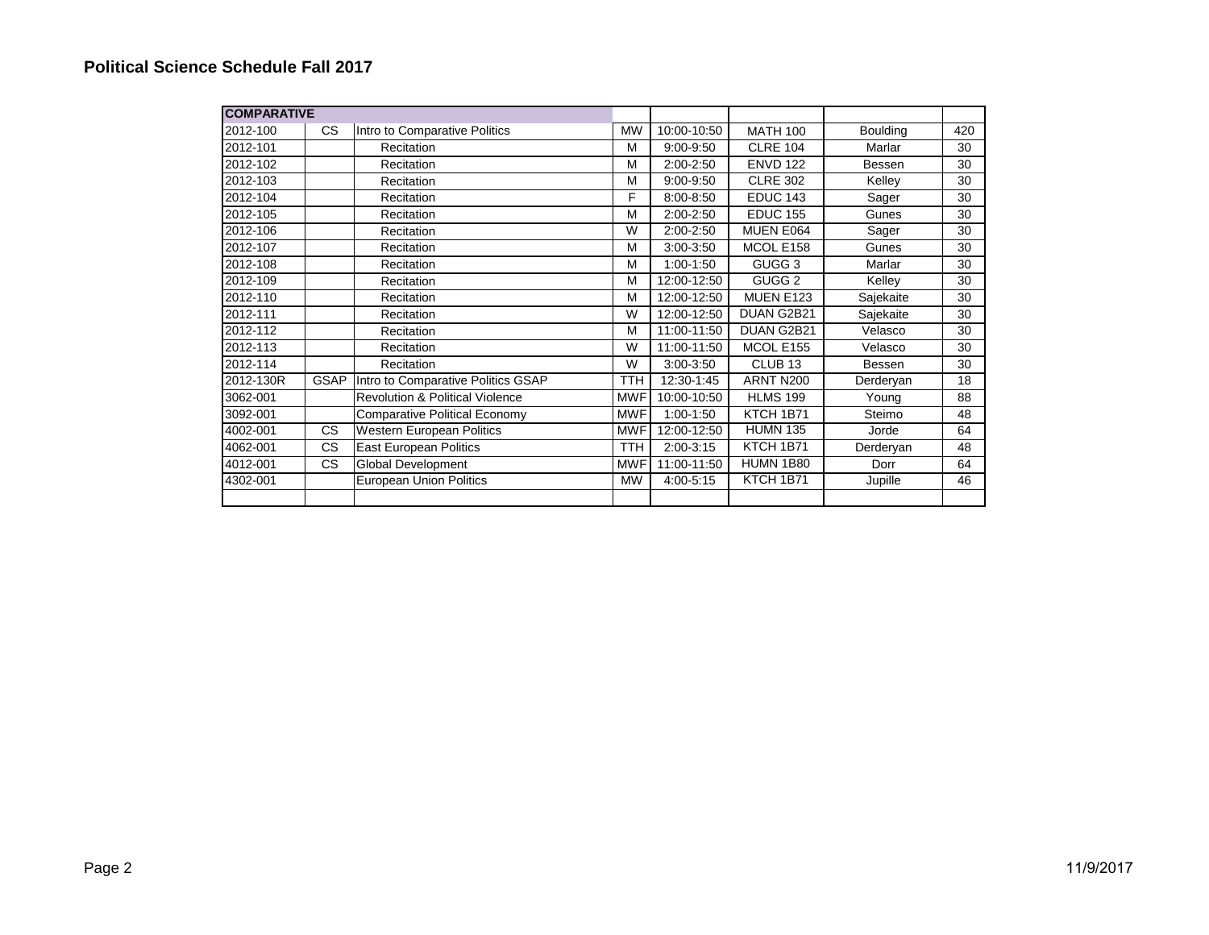## Political Science Schedule Fall 2017

| COMPARATIVE | | | | | | | |
|---|---|---|---|---|---|---|---|
| 2012-100 | CS | Intro to Comparative Politics | MW | 10:00-10:50 | MATH 100 | Boulding | 420 |
| 2012-101 | | Recitation | M | 9:00-9:50 | CLRE 104 | Marlar | 30 |
| 2012-102 | | Recitation | M | 2:00-2:50 | ENVD 122 | Bessen | 30 |
| 2012-103 | | Recitation | M | 9:00-9:50 | CLRE 302 | Kelley | 30 |
| 2012-104 | | Recitation | F | 8:00-8:50 | EDUC 143 | Sager | 30 |
| 2012-105 | | Recitation | M | 2:00-2:50 | EDUC 155 | Gunes | 30 |
| 2012-106 | | Recitation | W | 2:00-2:50 | MUEN E064 | Sager | 30 |
| 2012-107 | | Recitation | M | 3:00-3:50 | MCOL E158 | Gunes | 30 |
| 2012-108 | | Recitation | M | 1:00-1:50 | GUGG 3 | Marlar | 30 |
| 2012-109 | | Recitation | M | 12:00-12:50 | GUGG 2 | Kelley | 30 |
| 2012-110 | | Recitation | M | 12:00-12:50 | MUEN E123 | Sajekaite | 30 |
| 2012-111 | | Recitation | W | 12:00-12:50 | DUAN G2B21 | Sajekaite | 30 |
| 2012-112 | | Recitation | M | 11:00-11:50 | DUAN G2B21 | Velasco | 30 |
| 2012-113 | | Recitation | W | 11:00-11:50 | MCOL E155 | Velasco | 30 |
| 2012-114 | | Recitation | W | 3:00-3:50 | CLUB 13 | Bessen | 30 |
| 2012-130R | GSAP | Intro to Comparative Politics GSAP | TTH | 12:30-1:45 | ARNT N200 | Derderyan | 18 |
| 3062-001 | | Revolution & Political Violence | MWF | 10:00-10:50 | HLMS 199 | Young | 88 |
| 3092-001 | | Comparative Political Economy | MWF | 1:00-1:50 | KTCH 1B71 | Steimo | 48 |
| 4002-001 | CS | Western European Politics | MWF | 12:00-12:50 | HUMN 135 | Jorde | 64 |
| 4062-001 | CS | East European Politics | TTH | 2:00-3:15 | KTCH 1B71 | Derderyan | 48 |
| 4012-001 | CS | Global Development | MWF | 11:00-11:50 | HUMN 1B80 | Dorr | 64 |
| 4302-001 | | European Union Politics | MW | 4:00-5:15 | KTCH 1B71 | Jupille | 46 |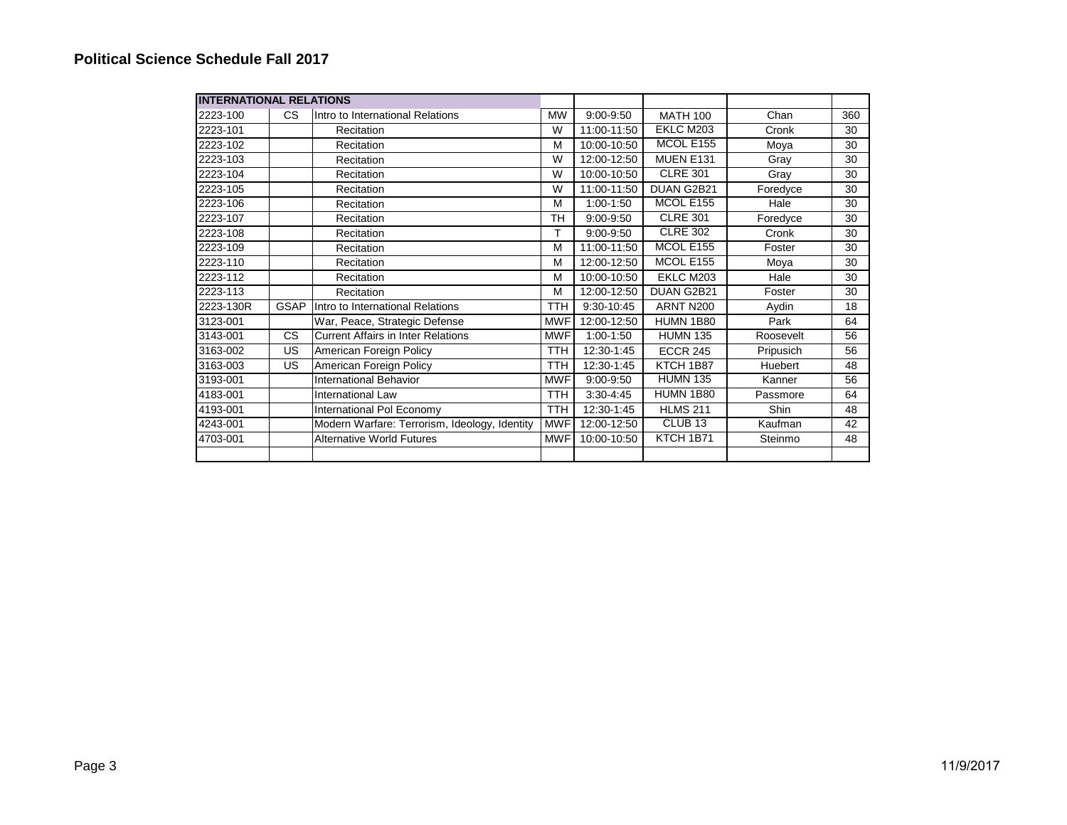# Political Science Schedule Fall 2017

| INTERNATIONAL RELATIONS | | | | | | | |
|---|---|---|---|---|---|---|---|
| 2223-100 | CS | Intro to International Relations | MW | 9:00-9:50 | MATH 100 | Chan | 360 |
| 2223-101 | | Recitation | W | 11:00-11:50 | EKLC M203 | Cronk | 30 |
| 2223-102 | | Recitation | M | 10:00-10:50 | MCOL E155 | Moya | 30 |
| 2223-103 | | Recitation | W | 12:00-12:50 | MUEN E131 | Gray | 30 |
| 2223-104 | | Recitation | W | 10:00-10:50 | CLRE 301 | Gray | 30 |
| 2223-105 | | Recitation | W | 11:00-11:50 | DUAN G2B21 | Foredyce | 30 |
| 2223-106 | | Recitation | M | 1:00-1:50 | MCOL E155 | Hale | 30 |
| 2223-107 | | Recitation | TH | 9:00-9:50 | CLRE 301 | Foredyce | 30 |
| 2223-108 | | Recitation | T | 9:00-9:50 | CLRE 302 | Cronk | 30 |
| 2223-109 | | Recitation | M | 11:00-11:50 | MCOL E155 | Foster | 30 |
| 2223-110 | | Recitation | M | 12:00-12:50 | MCOL E155 | Moya | 30 |
| 2223-112 | | Recitation | M | 10:00-10:50 | EKLC M203 | Hale | 30 |
| 2223-113 | | Recitation | M | 12:00-12:50 | DUAN G2B21 | Foster | 30 |
| 2223-130R | GSAP | Intro to International Relations | TTH | 9:30-10:45 | ARNT N200 | Aydin | 18 |
| 3123-001 | | War, Peace, Strategic Defense | MWF | 12:00-12:50 | HUMN 1B80 | Park | 64 |
| 3143-001 | CS | Current Affairs in Inter Relations | MWF | 1:00-1:50 | HUMN 135 | Roosevelt | 56 |
| 3163-002 | US | American Foreign Policy | TTH | 12:30-1:45 | ECCR 245 | Pripusich | 56 |
| 3163-003 | US | American Foreign Policy | TTH | 12:30-1:45 | KTCH 1B87 | Huebert | 48 |
| 3193-001 | | International Behavior | MWF | 9:00-9:50 | HUMN 135 | Kanner | 56 |
| 4183-001 | | International Law | TTH | 3:30-4:45 | HUMN 1B80 | Passmore | 64 |
| 4193-001 | | International Pol Economy | TTH | 12:30-1:45 | HLMS 211 | Shin | 48 |
| 4243-001 | | Modern Warfare: Terrorism, Ideology, Identity | MWF | 12:00-12:50 | CLUB 13 | Kaufman | 42 |
| 4703-001 | | Alternative World Futures | MWF | 10:00-10:50 | KTCH 1B71 | Steinmo | 48 |
| | | | | | | | |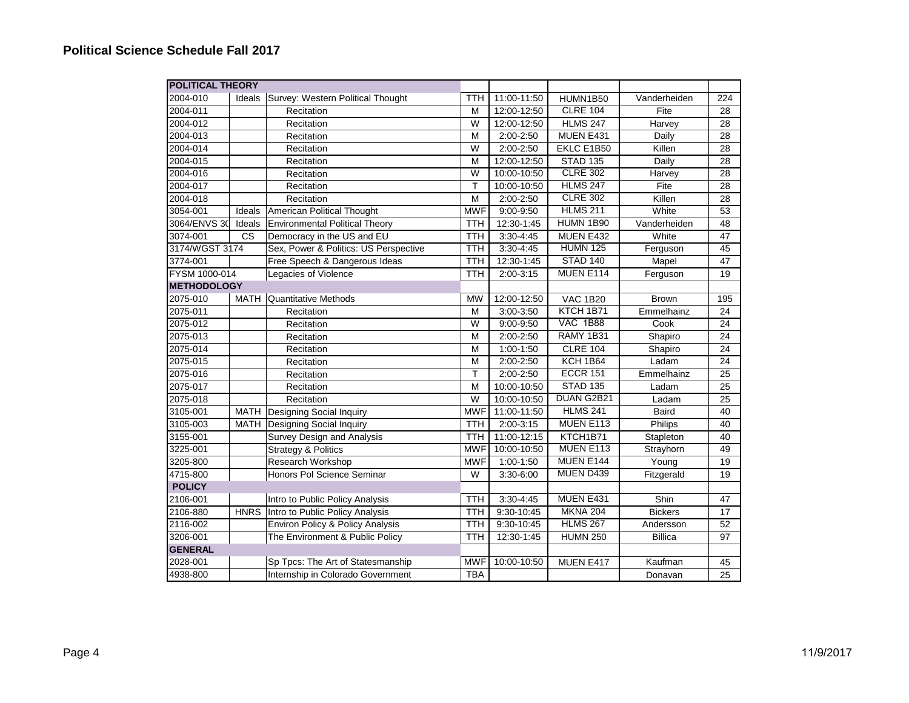# Political Science Schedule Fall 2017

| POLITICAL THEORY | | | | | | | |
|---|---|---|---|---|---|---|---|
| 2004-010 | Ideals | Survey: Western Political Thought | TTH | 11:00-11:50 | HUMN1B50 | Vanderheiden | 224 |
| 2004-011 | | Recitation | M | 12:00-12:50 | CLRE 104 | Fite | 28 |
| 2004-012 | | Recitation | W | 12:00-12:50 | HLMS 247 | Harvey | 28 |
| 2004-013 | | Recitation | M | 2:00-2:50 | MUEN E431 | Daily | 28 |
| 2004-014 | | Recitation | W | 2:00-2:50 | EKLC E1B50 | Killen | 28 |
| 2004-015 | | Recitation | M | 12:00-12:50 | STAD 135 | Daily | 28 |
| 2004-016 | | Recitation | W | 10:00-10:50 | CLRE 302 | Harvey | 28 |
| 2004-017 | | Recitation | T | 10:00-10:50 | HLMS 247 | Fite | 28 |
| 2004-018 | | Recitation | M | 2:00-2:50 | CLRE 302 | Killen | 28 |
| 3054-001 | Ideals | American Political Thought | MWF | 9:00-9:50 | HLMS 211 | White | 53 |
| 3064/ENVS 30 | Ideals | Environmental Political Theory | TTH | 12:30-1:45 | HUMN 1B90 | Vanderheiden | 48 |
| 3074-001 | CS | Democracy in the US and EU | TTH | 3:30-4:45 | MUEN E432 | White | 47 |
| 3174/WGST 3174 | | Sex, Power & Politics: US Perspective | TTH | 3:30-4:45 | HUMN 125 | Ferguson | 45 |
| 3774-001 | | Free Speech & Dangerous Ideas | TTH | 12:30-1:45 | STAD 140 | Mapel | 47 |
| FYSM 1000-014 | | Legacies of Violence | TTH | 2:00-3:15 | MUEN E114 | Ferguson | 19 |
| **METHODOLOGY** | | | | | | | |
| 2075-010 | MATH | Quantitative Methods | MW | 12:00-12:50 | VAC 1B20 | Brown | 195 |
| 2075-011 | | Recitation | M | 3:00-3:50 | KTCH 1B71 | Emmelhainz | 24 |
| 2075-012 | | Recitation | W | 9:00-9:50 | VAC 1B88 | Cook | 24 |
| 2075-013 | | Recitation | M | 2:00-2:50 | RAMY 1B31 | Shapiro | 24 |
| 2075-014 | | Recitation | M | 1:00-1:50 | CLRE 104 | Shapiro | 24 |
| 2075-015 | | Recitation | M | 2:00-2:50 | KCH 1B64 | Ladam | 24 |
| 2075-016 | | Recitation | T | 2:00-2:50 | ECCR 151 | Emmelhainz | 25 |
| 2075-017 | | Recitation | M | 10:00-10:50 | STAD 135 | Ladam | 25 |
| 2075-018 | | Recitation | W | 10:00-10:50 | DUAN G2B21 | Ladam | 25 |
| 3105-001 | MATH | Designing Social Inquiry | MWF | 11:00-11:50 | HLMS 241 | Baird | 40 |
| 3105-003 | MATH | Designing Social Inquiry | TTH | 2:00-3:15 | MUEN E113 | Philips | 40 |
| 3155-001 | | Survey Design and Analysis | TTH | 11:00-12:15 | KTCH1B71 | Stapleton | 40 |
| 3225-001 | | Strategy & Politics | MWF | 10:00-10:50 | MUEN E113 | Strayhorn | 49 |
| 3205-800 | | Research Workshop | MWF | 1:00-1:50 | MUEN E144 | Young | 19 |
| 4715-800 | | Honors Pol Science Seminar | W | 3:30-6:00 | MUEN D439 | Fitzgerald | 19 |
| **POLICY** | | | | | | | |
| 2106-001 | | Intro to Public Policy Analysis | TTH | 3:30-4:45 | MUEN E431 | Shin | 47 |
| 2106-880 | HNRS | Intro to Public Policy Analysis | TTH | 9:30-10:45 | MKNA 204 | Bickers | 17 |
| 2116-002 | | Environ Policy & Policy Analysis | TTH | 9:30-10:45 | HLMS 267 | Andersson | 52 |
| 3206-001 | | The Environment & Public Policy | TTH | 12:30-1:45 | HUMN 250 | Billica | 97 |
| **GENERAL** | | | | | | | |
| 2028-001 | | Sp Tpcs: The Art of Statesmanship | MWF | 10:00-10:50 | MUEN E417 | Kaufman | 45 |
| 4938-800 | | Internship in Colorado Government | TBA | | | Donavan | 25 |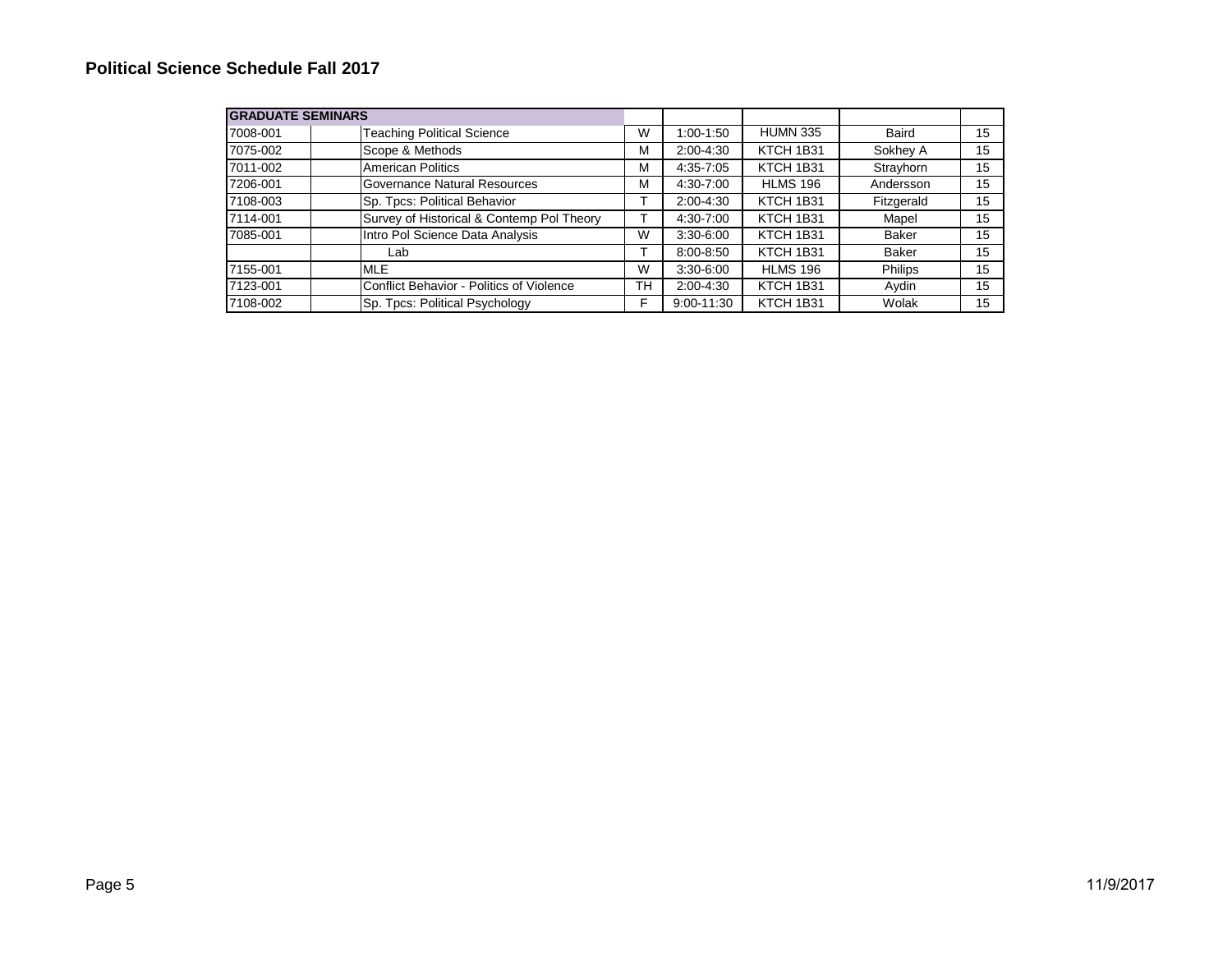## Political Science Schedule Fall 2017

| GRADUATE SEMINARS | | | | | | | |
|---|---|---|---|---|---|---|---|
| 7008-001 | | Teaching Political Science | W | 1:00-1:50 | HUMN 335 | Baird | 15 |
| 7075-002 | | Scope & Methods | M | 2:00-4:30 | KTCH 1B31 | Sokhey A | 15 |
| 7011-002 | | American Politics | M | 4:35-7:05 | KTCH 1B31 | Strayhorn | 15 |
| 7206-001 | | Governance Natural Resources | M | 4:30-7:00 | HLMS 196 | Andersson | 15 |
| 7108-003 | | Sp. Tpcs: Political Behavior | T | 2:00-4:30 | KTCH 1B31 | Fitzgerald | 15 |
| 7114-001 | | Survey of Historical & Contemp Pol Theory | T | 4:30-7:00 | KTCH 1B31 | Mapel | 15 |
| 7085-001 | | Intro Pol Science Data Analysis | W | 3:30-6:00 | KTCH 1B31 | Baker | 15 |
| | | Lab | T | 8:00-8:50 | KTCH 1B31 | Baker | 15 |
| 7155-001 | | MLE | W | 3:30-6:00 | HLMS 196 | Philips | 15 |
| 7123-001 | | Conflict Behavior - Politics of Violence | TH | 2:00-4:30 | KTCH 1B31 | Aydin | 15 |
| 7108-002 | | Sp. Tpcs: Political Psychology | F | 9:00-11:30 | KTCH 1B31 | Wolak | 15 |